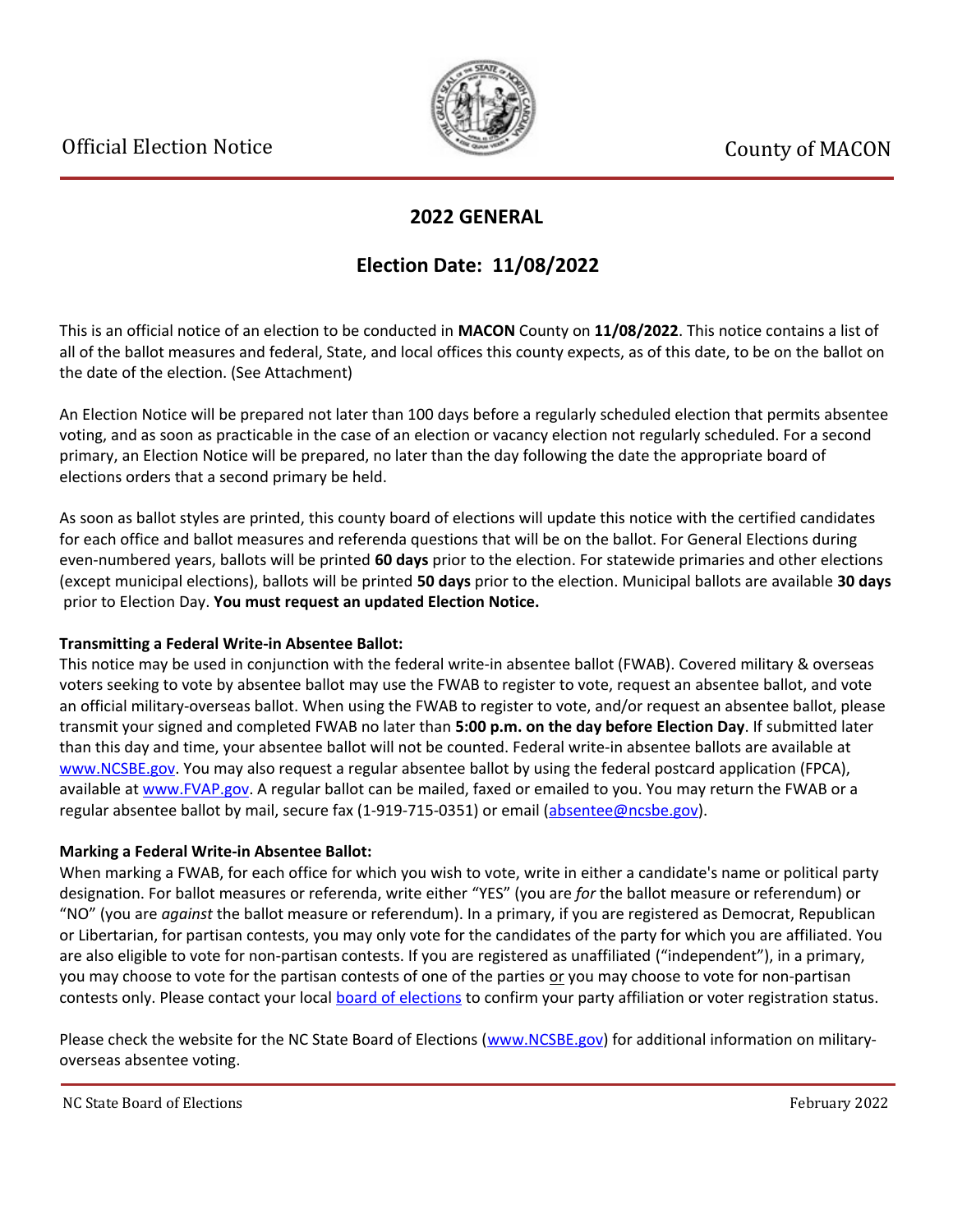Official Election Notice

County of MACON

## 2022 GENERAL

## Election Date: 11/08/2022

This is an official notice of an election to be conducted in **MACON** County on **11/08/2022**. This notice contains a list of all of the ballot measures and federal, State, and local offices this county expects, as of this date, to be on the ballot on the date of the election. (See Attachment)

An Election Notice will be prepared not later than 100 days before a regularly scheduled election that permits absentee voting, and as soon as practicable in the case of an election or vacancy election not regularly scheduled. For a second primary, an Election Notice will be prepared, no later than the day following the date the appropriate board of elections orders that a second primary be held.

As soon as ballot styles are printed, this county board of elections will update this notice with the certified candidates for each office and ballot measures and referenda questions that will be on the ballot. For General Elections during even-numbered years, ballots will be printed **60 days** prior to the election. For statewide primaries and other elections (except municipal elections), ballots will be printed **50 days** prior to the election. Municipal ballots are available **30 days** prior to Election Day. **You must request an updated Election Notice.**

**Transmitting a Federal Write-in Absentee Ballot:**
This notice may be used in conjunction with the federal write-in absentee ballot (FWAB). Covered military & overseas voters seeking to vote by absentee ballot may use the FWAB to register to vote, request an absentee ballot, and vote an official military-overseas ballot. When using the FWAB to register to vote, and/or request an absentee ballot, please transmit your signed and completed FWAB no later than **5:00 p.m. on the day before Election Day**. If submitted later than this day and time, your absentee ballot will not be counted. Federal write-in absentee ballots are available at www.NCSBE.gov. You may also request a regular absentee ballot by using the federal postcard application (FPCA), available at www.FVAP.gov. A regular ballot can be mailed, faxed or emailed to you. You may return the FWAB or a regular absentee ballot by mail, secure fax (1-919-715-0351) or email (absentee@ncsbe.gov).

**Marking a Federal Write-in Absentee Ballot:**
When marking a FWAB, for each office for which you wish to vote, write in either a candidate's name or political party designation. For ballot measures or referenda, write either "YES" (you are *for* the ballot measure or referendum) or "NO" (you are *against* the ballot measure or referendum). In a primary, if you are registered as Democrat, Republican or Libertarian, for partisan contests, you may only vote for the candidates of the party for which you are affiliated. You are also eligible to vote for non-partisan contests. If you are registered as unaffiliated ("independent"), in a primary, you may choose to vote for the partisan contests of one of the parties or you may choose to vote for non-partisan contests only. Please contact your local board of elections to confirm your party affiliation or voter registration status.

Please check the website for the NC State Board of Elections (www.NCSBE.gov) for additional information on military-overseas absentee voting.

NC State Board of Elections February 2022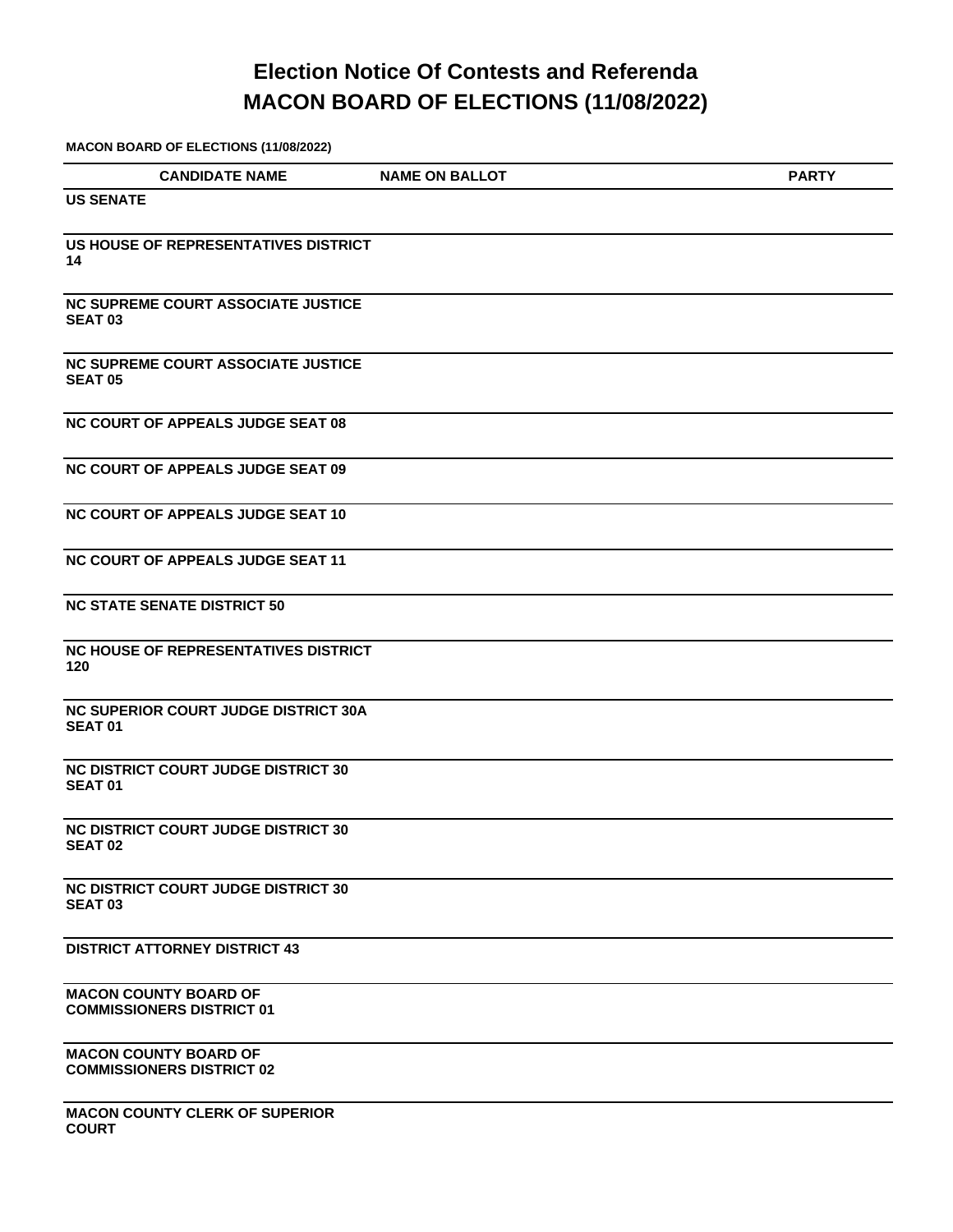# Election Notice Of Contests and Referenda
# MACON BOARD OF ELECTIONS (11/08/2022)

**MACON BOARD OF ELECTIONS (11/08/2022)**

| CANDIDATE NAME | NAME ON BALLOT | PARTY |
|---|---|---|
| **US SENATE** | | |
| **US HOUSE OF REPRESENTATIVES DISTRICT 14** | | |
| **NC SUPREME COURT ASSOCIATE JUSTICE SEAT 03** | | |
| **NC SUPREME COURT ASSOCIATE JUSTICE SEAT 05** | | |
| **NC COURT OF APPEALS JUDGE SEAT 08** | | |
| **NC COURT OF APPEALS JUDGE SEAT 09** | | |
| **NC COURT OF APPEALS JUDGE SEAT 10** | | |
| **NC COURT OF APPEALS JUDGE SEAT 11** | | |
| **NC STATE SENATE DISTRICT 50** | | |
| **NC HOUSE OF REPRESENTATIVES DISTRICT 120** | | |
| **NC SUPERIOR COURT JUDGE DISTRICT 30A SEAT 01** | | |
| **NC DISTRICT COURT JUDGE DISTRICT 30 SEAT 01** | | |
| **NC DISTRICT COURT JUDGE DISTRICT 30 SEAT 02** | | |
| **NC DISTRICT COURT JUDGE DISTRICT 30 SEAT 03** | | |
| **DISTRICT ATTORNEY DISTRICT 43** | | |
| **MACON COUNTY BOARD OF COMMISSIONERS DISTRICT 01** | | |
| **MACON COUNTY BOARD OF COMMISSIONERS DISTRICT 02** | | |
| **MACON COUNTY CLERK OF SUPERIOR COURT** | | |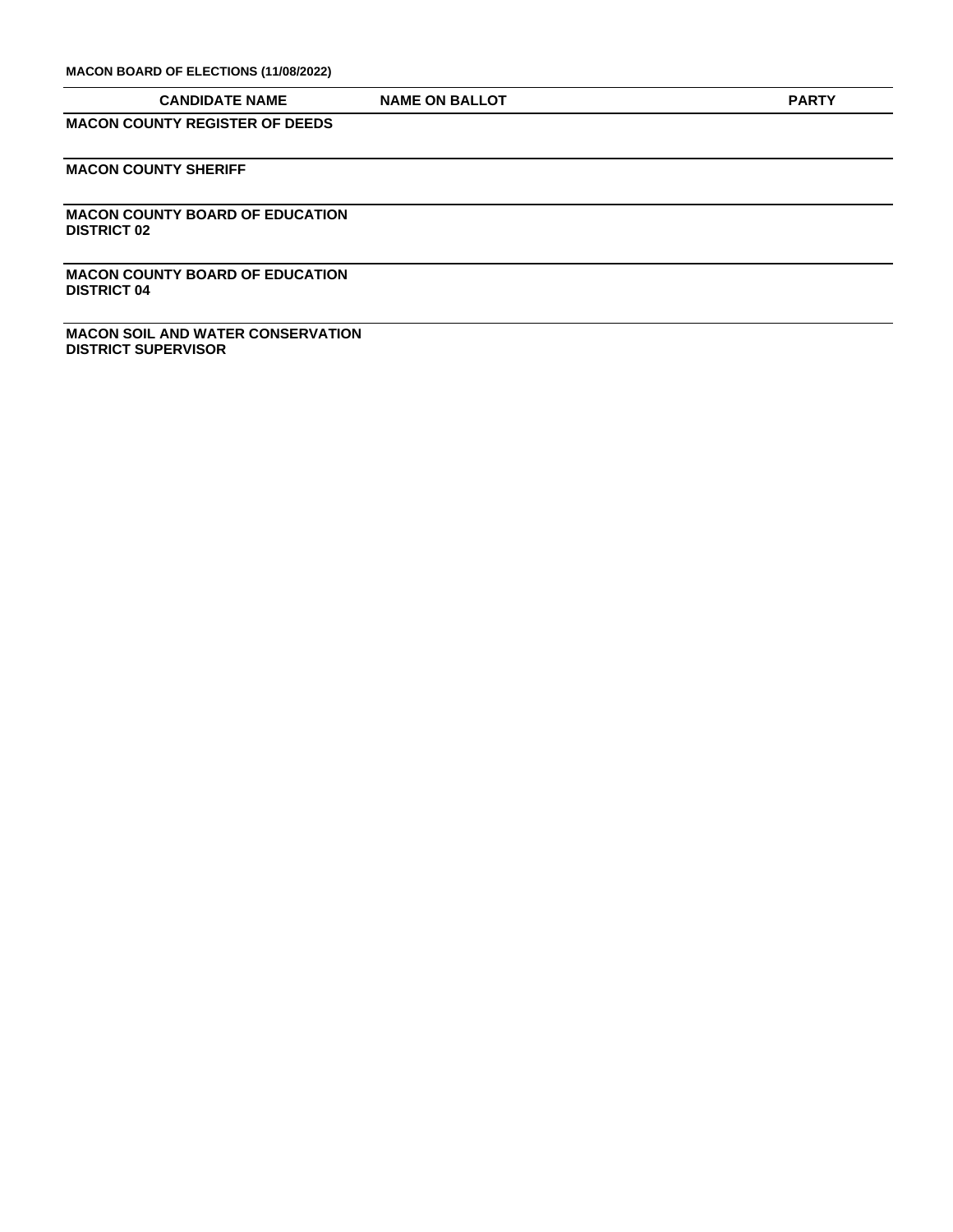MACON BOARD OF ELECTIONS (11/08/2022)

| CANDIDATE NAME | NAME ON BALLOT | PARTY |
|---|---|---|
| **MACON COUNTY REGISTER OF DEEDS** | | |
| **MACON COUNTY SHERIFF** | | |
| **MACON COUNTY BOARD OF EDUCATION DISTRICT 02** | | |
| **MACON COUNTY BOARD OF EDUCATION DISTRICT 04** | | |
| **MACON SOIL AND WATER CONSERVATION DISTRICT SUPERVISOR** | | |